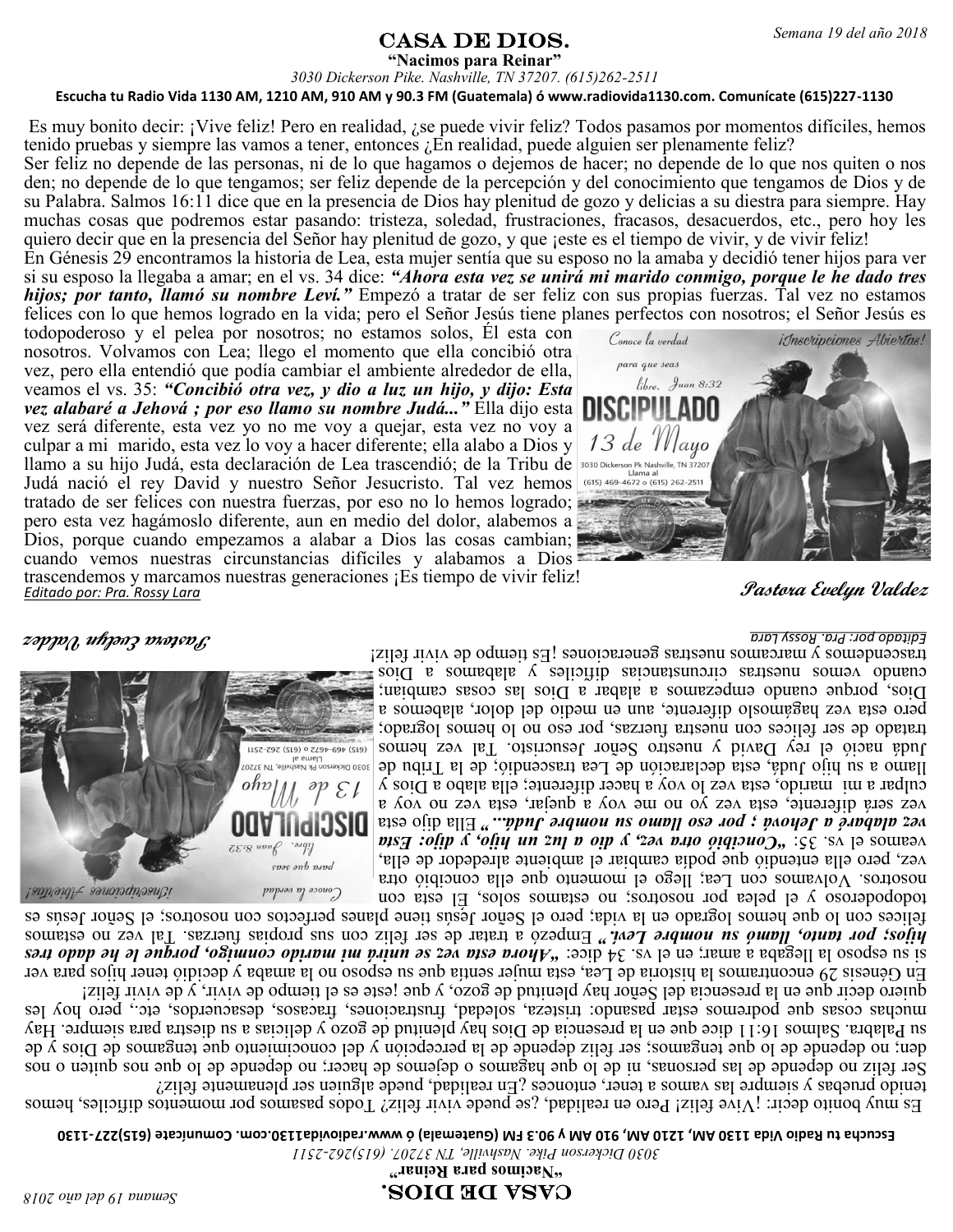# CASA DE DIOS.

**"Nacimos para Reinar"**

*3030 Dickerson Pike. Nashville, TN 37207. (615)262-2511*

**Escucha tu Radio Vida 1130 AM, 1210 AM, 910 AM y 90.3 FM (Guatemala) ó www.radiovida1130.com. Comunícate (615)227-1130**

*Semana 19 del año 2018*

Es muy bonito decir: ¡Vive feliz! Pero en realidad, ¿se puede vivir feliz? Todos pasamos por momentos difíciles, hemos tenido pruebas y siempre las vamos a tener, entonces ¿En realidad, puede alguien ser plenamente feliz?

Ser feliz no depende de las personas, ni de lo que hagamos o dejemos de hacer; no depende de lo que nos quiten o nos den; no depende de lo que tengamos; ser feliz depende de la percepción y del conocimiento que tengamos de Dios y de su Palabra. Salmos 16:11 dice que en la presencia de Dios hay plenitud de gozo y delicias a su diestra para siempre. Hay muchas cosas que podremos estar pasando: tristeza, soledad, frustraciones, fracasos, desacuerdos, etc., pero hoy les quiero decir que en la presencia del Señor hay plenitud de gozo, y que ¡este es el tiempo de vivir, y de vivir feliz!

En Génesis 29 encontramos la historia de Lea, esta mujer sentía que su esposo no la amaba y decidió tener hijos para ver si su esposo la llegaba a amar; en el vs. 34 dice: ***"Ahora esta vez se unirá mi marido conmigo, porque le he dado tres hijos; por tanto, llamó su nombre Leví."*** Empezó a tratar de ser feliz con sus propias fuerzas. Tal vez no estamos felices con lo que hemos logrado en la vida; pero el Señor Jesús tiene planes perfectos con nosotros; el Señor Jesús es todopoderoso y el pelea por nosotros; no estamos solos, Él esta con nosotros. Volvamos con Lea; llego el momento que ella concibió otra vez, pero ella entendió que podía cambiar el ambiente alrededor de ella, veamos el vs. 35: ***"Concibió otra vez, y dio a luz un hijo, y dijo: Esta vez alabaré a Jehová ; por eso llamo su nombre Judá..."*** Ella dijo esta vez será diferente, esta vez yo no me voy a quejar, esta vez no voy a culpar a mi marido, esta vez lo voy a hacer diferente; ella alabo a Dios y llamo a su hijo Judá, esta declaración de Lea trascendió; de la Tribu de Judá nació el rey David y nuestro Señor Jesucristo. Tal vez hemos tratado de ser felices con nuestra fuerzas, por eso no lo hemos logrado; pero esta vez hagámoslo diferente, aun en medio del dolor, alabemos a Dios, porque cuando empezamos a alabar a Dios las cosas cambian; cuando vemos nuestras circunstancias difíciles y alabamos a Dios trascendemos y marcamos nuestras generaciones ¡Es tiempo de vivir feliz!

Conoce la verdad para que seas libre. Juan 8:32

¡Inscripciones Abiertas!

DISCIPULADO 13 de Mayo

3030 Dickerson Pk Nashville, TN 37207
Llama al (615) 469-4672 o (615) 262-2511

<u>*Editado por: Pra. Rossy Lara*</u>

*Pastora Evelyn Valdez*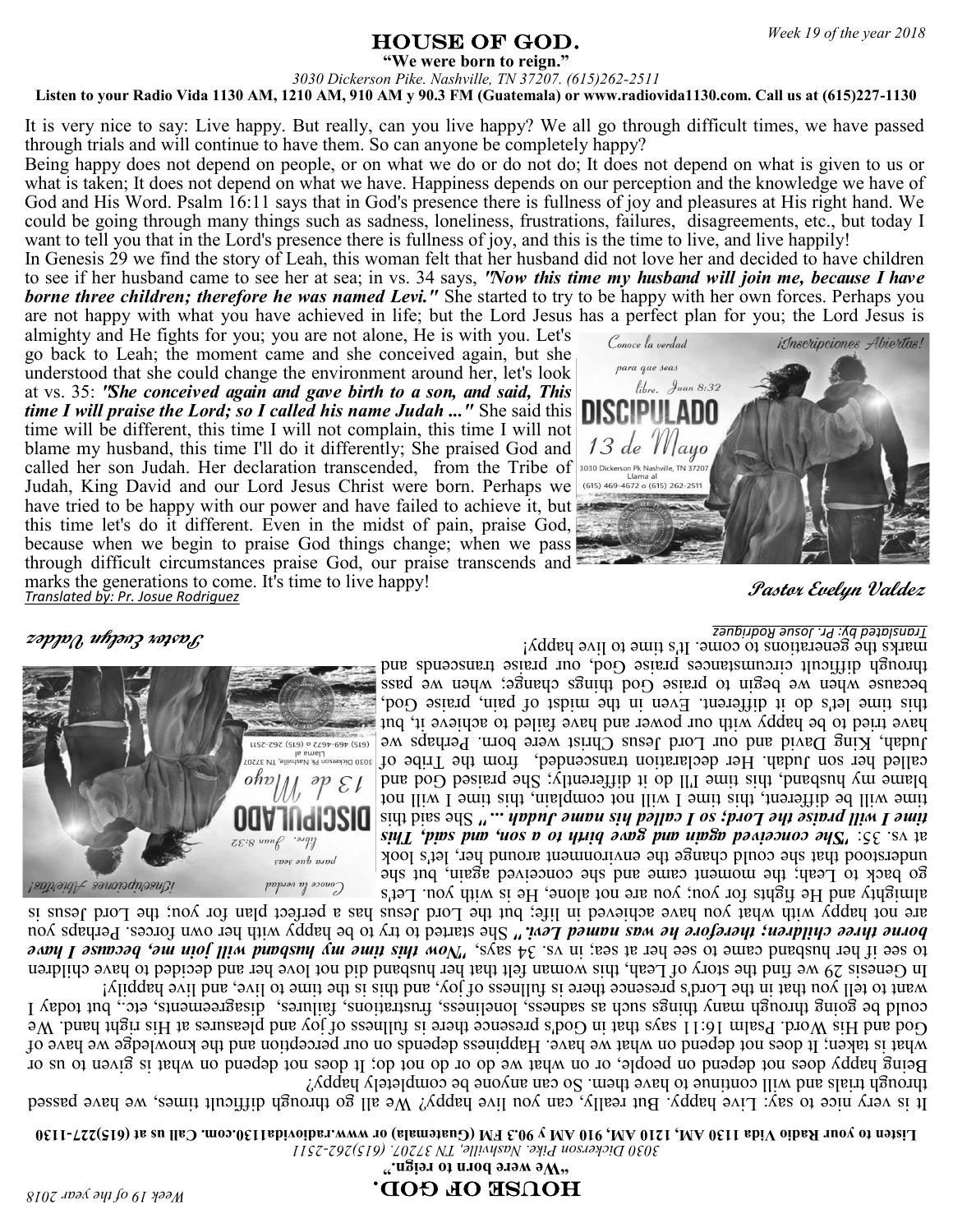# HOUSE OF GOD.

**"We were born to reign."**

*3030 Dickerson Pike. Nashville, TN 37207. (615)262-2511*

**Listen to your Radio Vida 1130 AM, 1210 AM, 910 AM y 90.3 FM (Guatemala) or www.radiovida1130.com. Call us at (615)227-1130**

*Week 19 of the year 2018*

It is very nice to say: Live happy. But really, can you live happy? We all go through difficult times, we have passed through trials and will continue to have them. So can anyone be completely happy?

Being happy does not depend on people, or on what we do or do not do; It does not depend on what is given to us or what is taken; It does not depend on what we have. Happiness depends on our perception and the knowledge we have of God and His Word. Psalm 16:11 says that in God's presence there is fullness of joy and pleasures at His right hand. We could be going through many things such as sadness, loneliness, frustrations, failures, disagreements, etc., but today I want to tell you that in the Lord's presence there is fullness of joy, and this is the time to live, and live happily!

In Genesis 29 we find the story of Leah, this woman felt that her husband did not love her and decided to have children to see if her husband came to see her at sea; in vs. 34 says, ***"Now this time my husband will join me, because I have borne three children; therefore he was named Levi."*** She started to try to be happy with her own forces. Perhaps you are not happy with what you have achieved in life; but the Lord Jesus has a perfect plan for you; the Lord Jesus is almighty and He fights for you; you are not alone, He is with you. Let's go back to Leah; the moment came and she conceived again, but she understood that she could change the environment around her, let's look at vs. 35: ***"She conceived again and gave birth to a son, and said, This time I will praise the Lord; so I called his name Judah ..."*** She said this time will be different, this time I will not complain, this time I will not blame my husband, this time I'll do it differently; She praised God and called her son Judah. Her declaration transcended, from the Tribe of Judah, King David and our Lord Jesus Christ were born. Perhaps we have tried to be happy with our power and have failed to achieve it, but this time let's do it different. Even in the midst of pain, praise God, because when we begin to praise God things change; when we pass through difficult circumstances praise God, our praise transcends and marks the generations to come. It's time to live happy!

Conoce la verdad para que seas libre. Juan 8:32

¡Inscripciones Abiertas!

DISCIPULADO

13 de Mayo

3030 Dickerson Pk Nashville, TN 37207

Llama al (615) 469-4672 o (615) 262-2511

*Translated by: Pr. Josue Rodriguez*

***Pastor Evelyn Valdez***